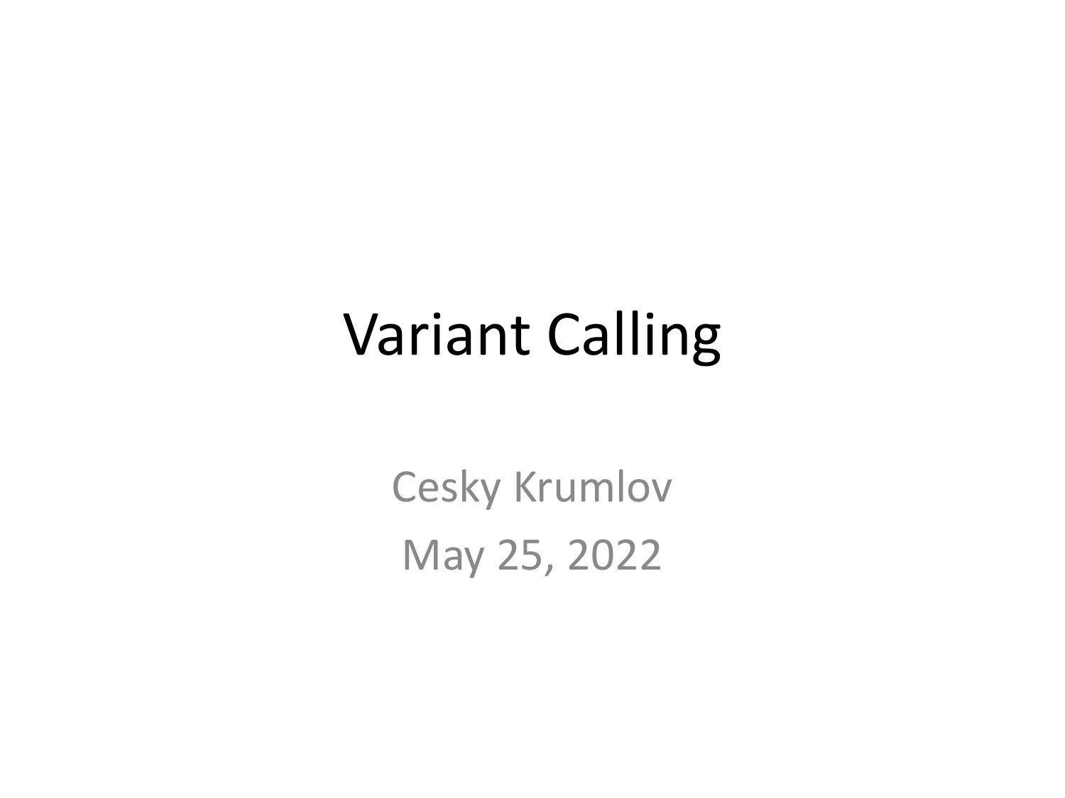# Variant Calling

Cesky Krumlov

May 25, 2022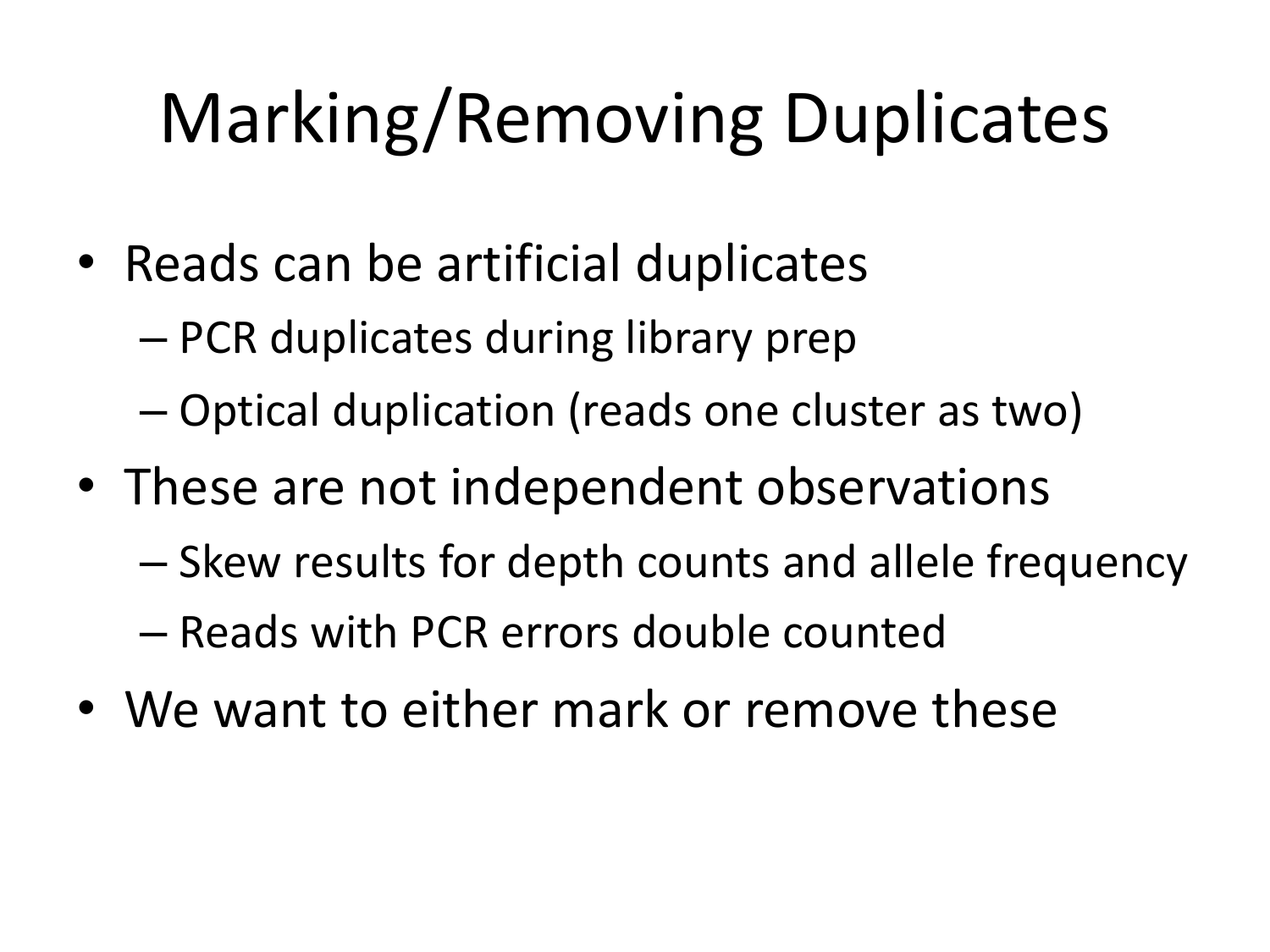# Marking/Removing Duplicates

- Reads can be artificial duplicates
  - PCR duplicates during library prep
  - Optical duplication (reads one cluster as two)
- These are not independent observations
  - Skew results for depth counts and allele frequency
  - Reads with PCR errors double counted
- We want to either mark or remove these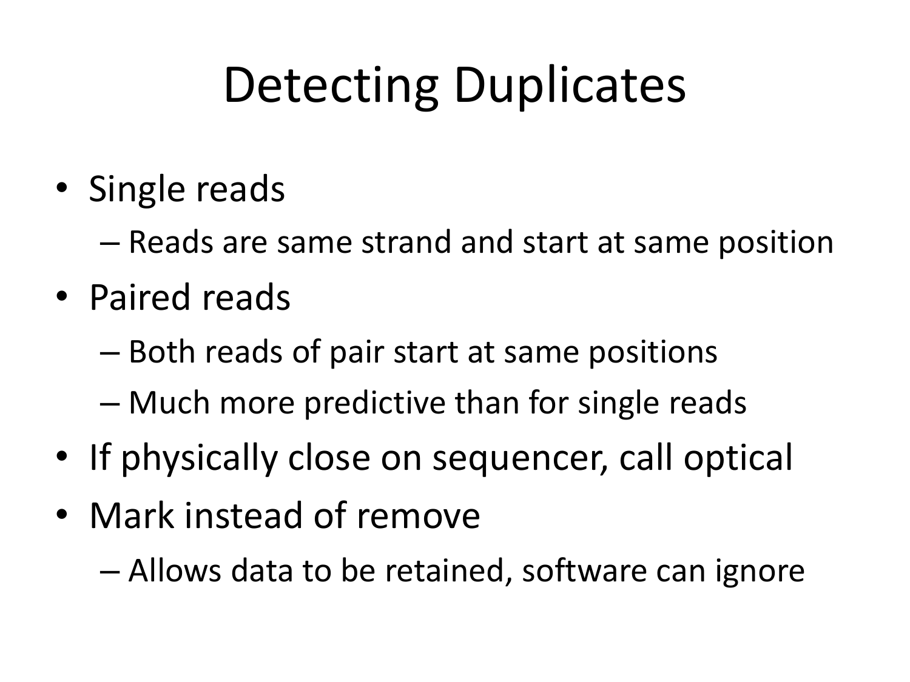# Detecting Duplicates

- Single reads
  - Reads are same strand and start at same position
- Paired reads
  - Both reads of pair start at same positions
  - Much more predictive than for single reads
- If physically close on sequencer, call optical
- Mark instead of remove
  - Allows data to be retained, software can ignore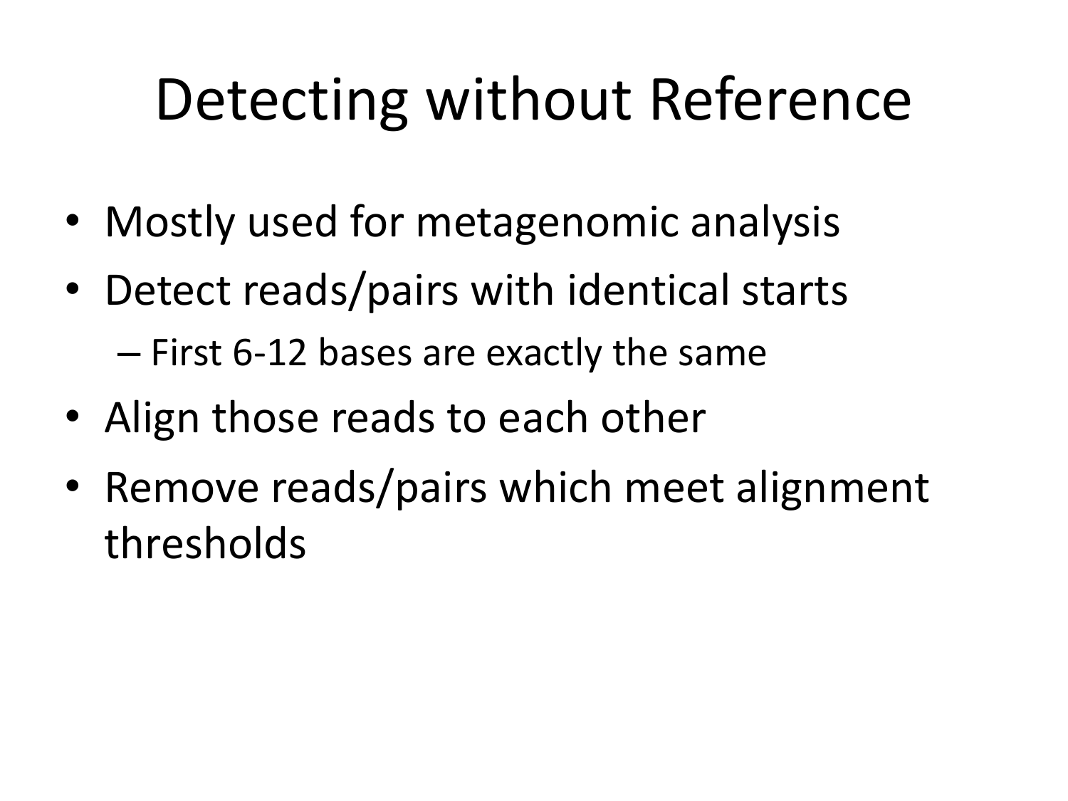# Detecting without Reference

- Mostly used for metagenomic analysis
- Detect reads/pairs with identical starts
  - First 6-12 bases are exactly the same
- Align those reads to each other
- Remove reads/pairs which meet alignment thresholds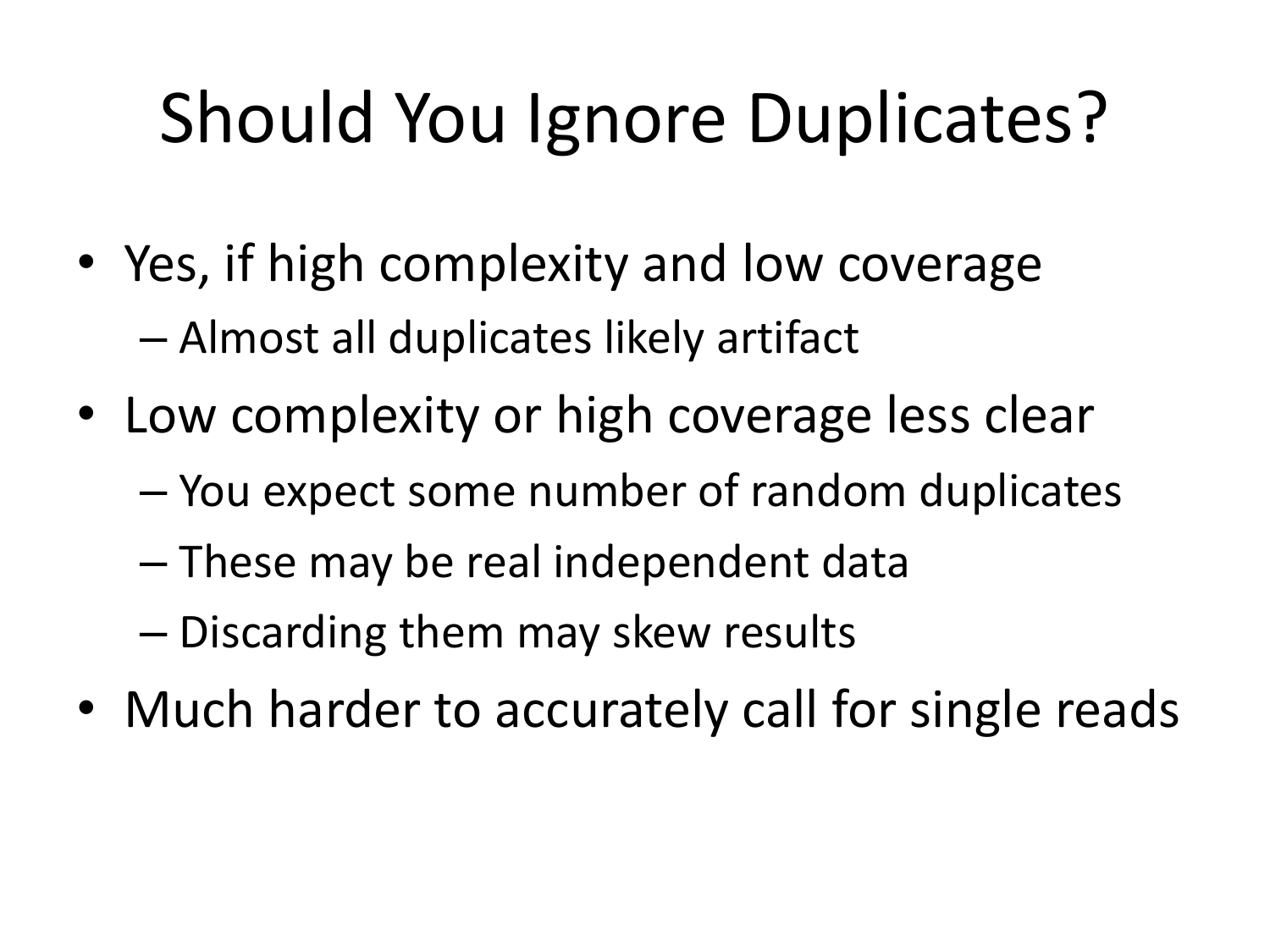# Should You Ignore Duplicates?

- Yes, if high complexity and low coverage
  - Almost all duplicates likely artifact
- Low complexity or high coverage less clear
  - You expect some number of random duplicates
  - These may be real independent data
  - Discarding them may skew results
- Much harder to accurately call for single reads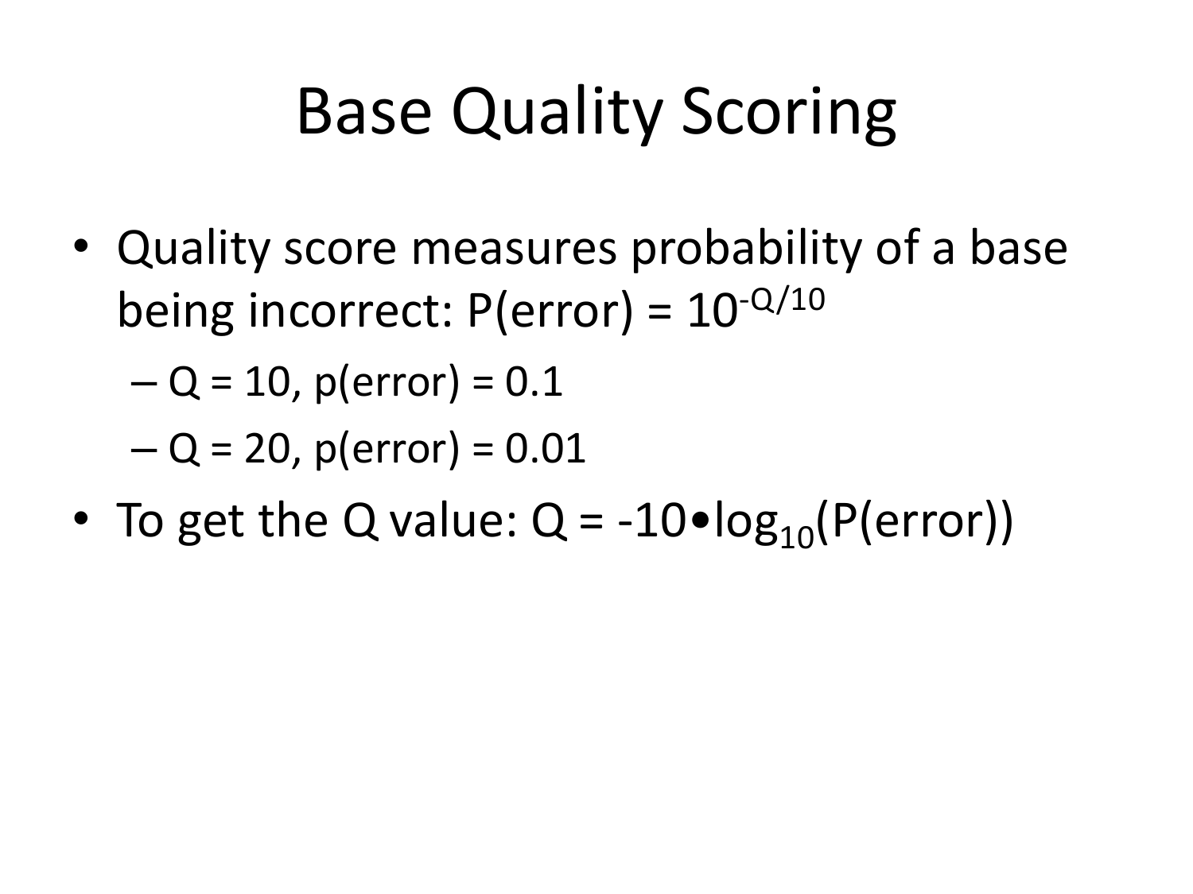# Base Quality Scoring

- Quality score measures probability of a base being incorrect: $P(\text{error}) = 10^{-Q/10}$
  - $Q = 10$, $p(\text{error}) = 0.1$
  - $Q = 20$, $p(\text{error}) = 0.01$
- To get the Q value: $Q = -10 \bullet \log_{10}(P(\text{error}))$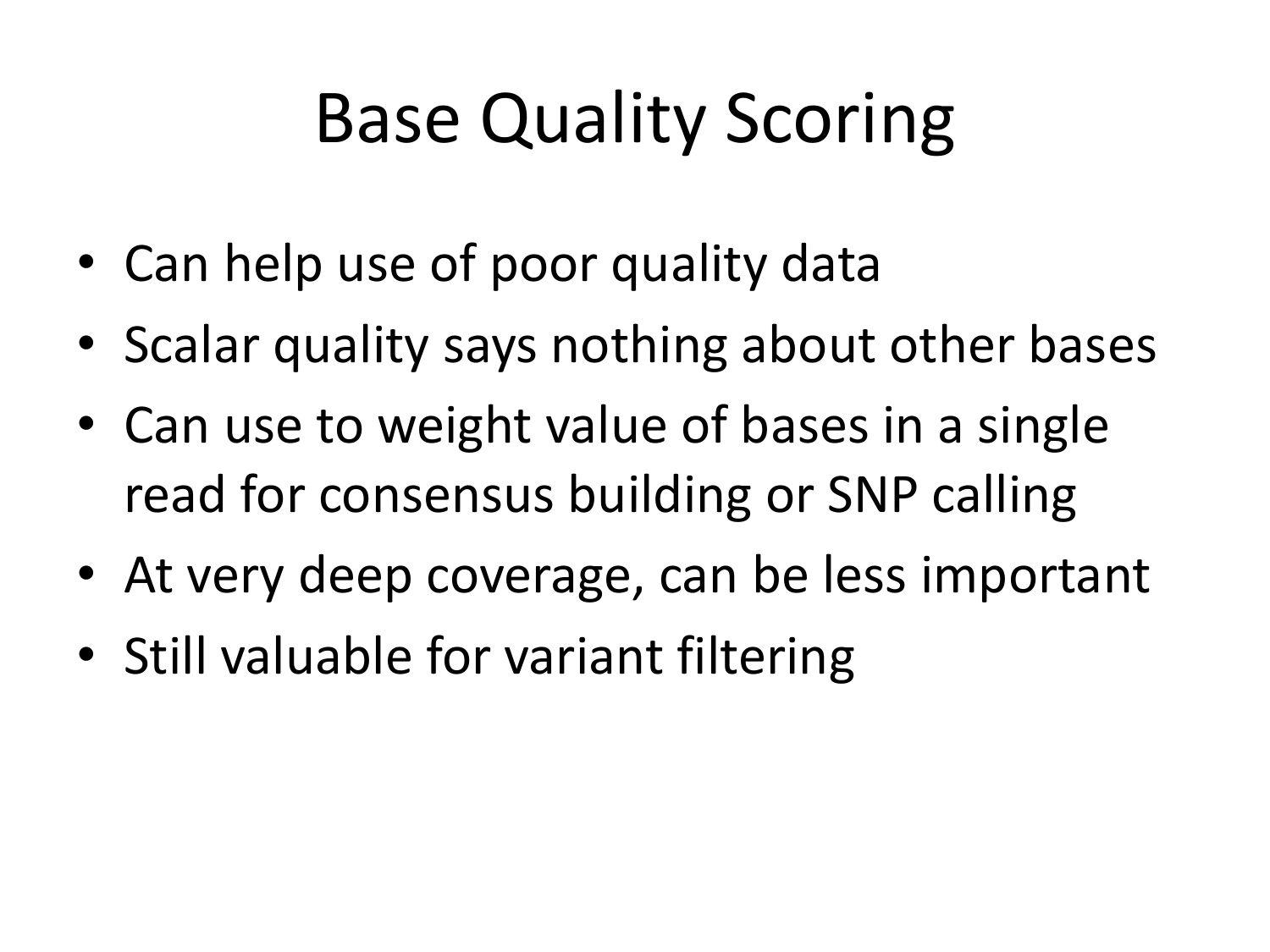# Base Quality Scoring

- Can help use of poor quality data
- Scalar quality says nothing about other bases
- Can use to weight value of bases in a single read for consensus building or SNP calling
- At very deep coverage, can be less important
- Still valuable for variant filtering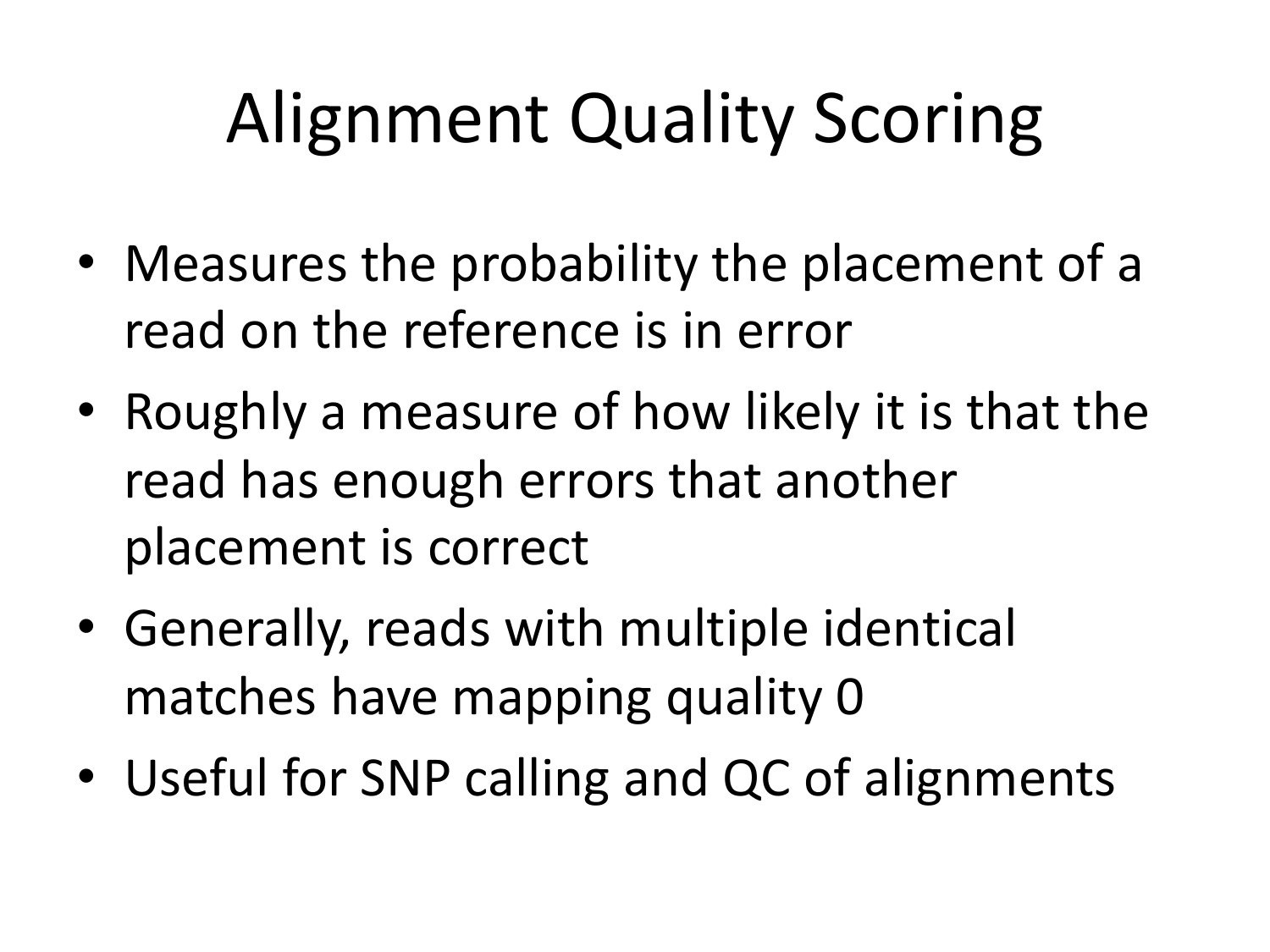# Alignment Quality Scoring

- Measures the probability the placement of a read on the reference is in error
- Roughly a measure of how likely it is that the read has enough errors that another placement is correct
- Generally, reads with multiple identical matches have mapping quality 0
- Useful for SNP calling and QC of alignments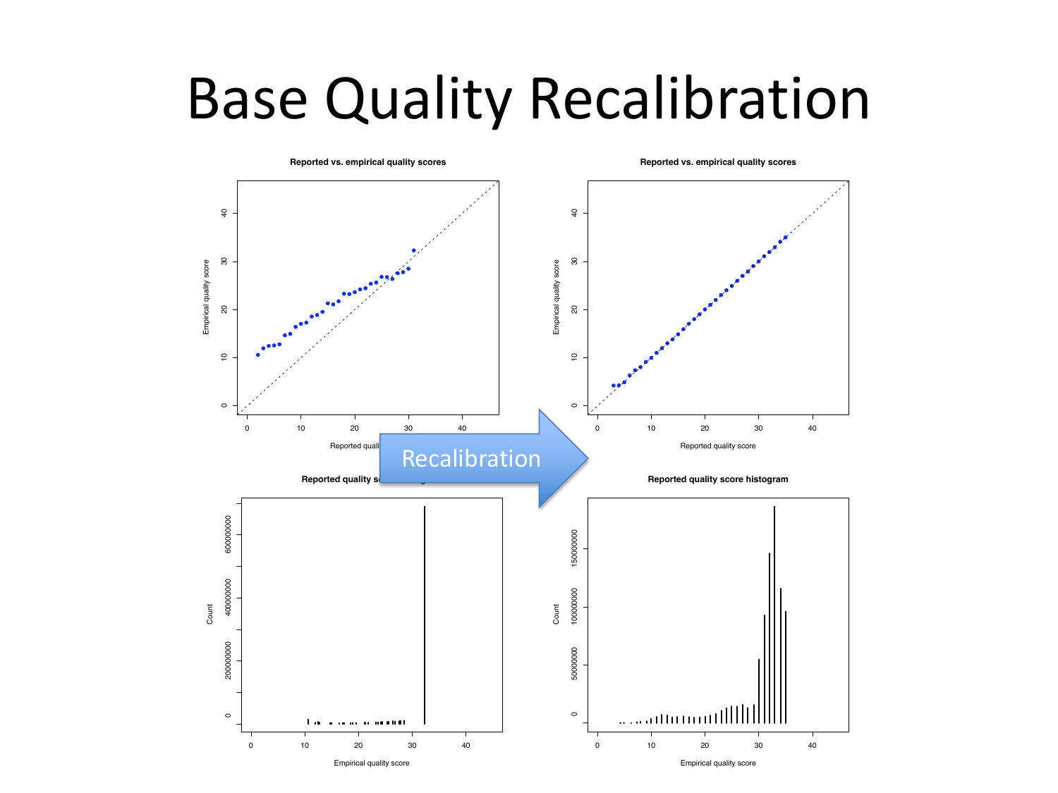# Base Quality Recalibration

Reported vs. empirical quality scores

Reported vs. empirical quality scores

Recalibration

Reported quality score histogram

Reported quality score histogram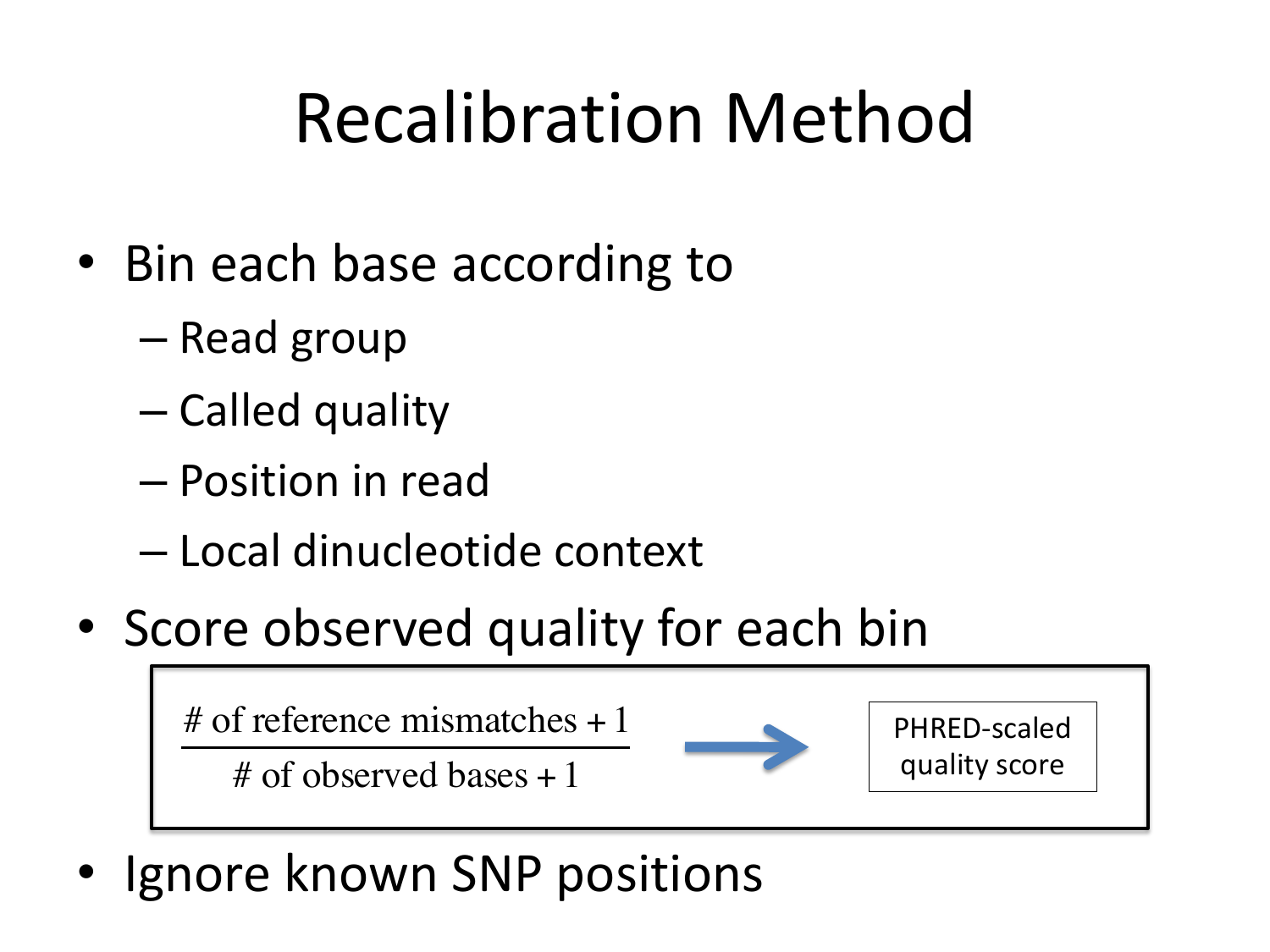# Recalibration Method

- Bin each base according to
  - Read group
  - Called quality
  - Position in read
  - Local dinucleotide context
- Score observed quality for each bin

$$\frac{\text{\# of reference mismatches} + 1}{\text{\# of observed bases} + 1} \rightarrow \text{PHRED-scaled quality score}$$

- Ignore known SNP positions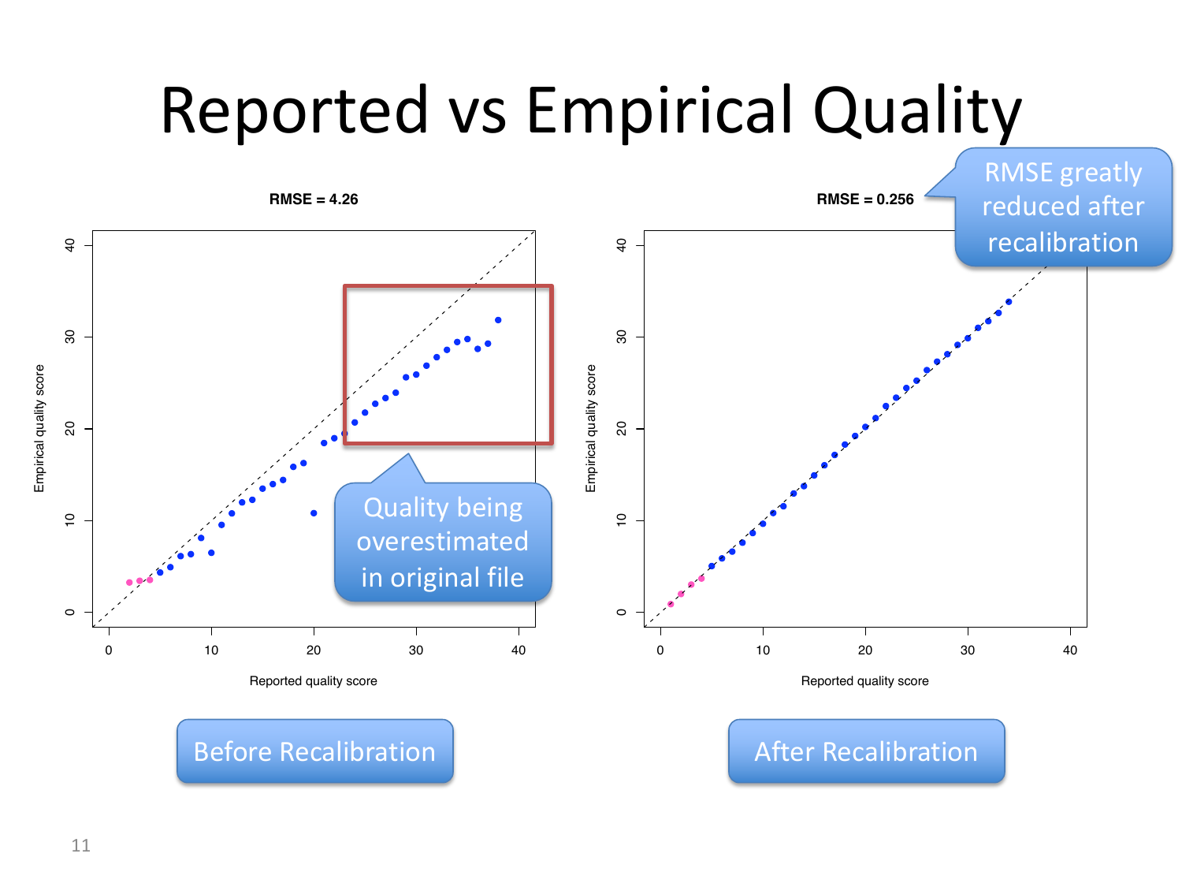# Reported vs Empirical Quality

**RMSE = 4.26**

**RMSE = 0.256**

RMSE greatly reduced after recalibration

Quality being overestimated in original file

Empirical quality score

Reported quality score

Before Recalibration

After Recalibration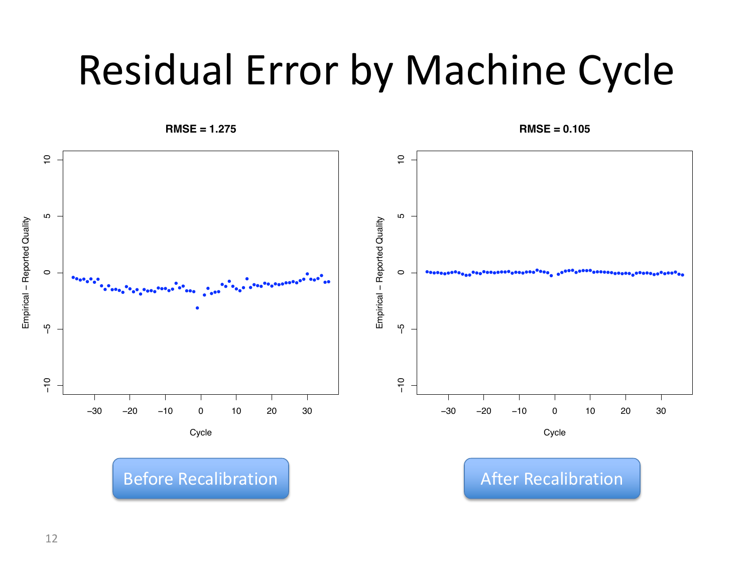# Residual Error by Machine Cycle

**RMSE = 1.275**

**RMSE = 0.105**

Before Recalibration

After Recalibration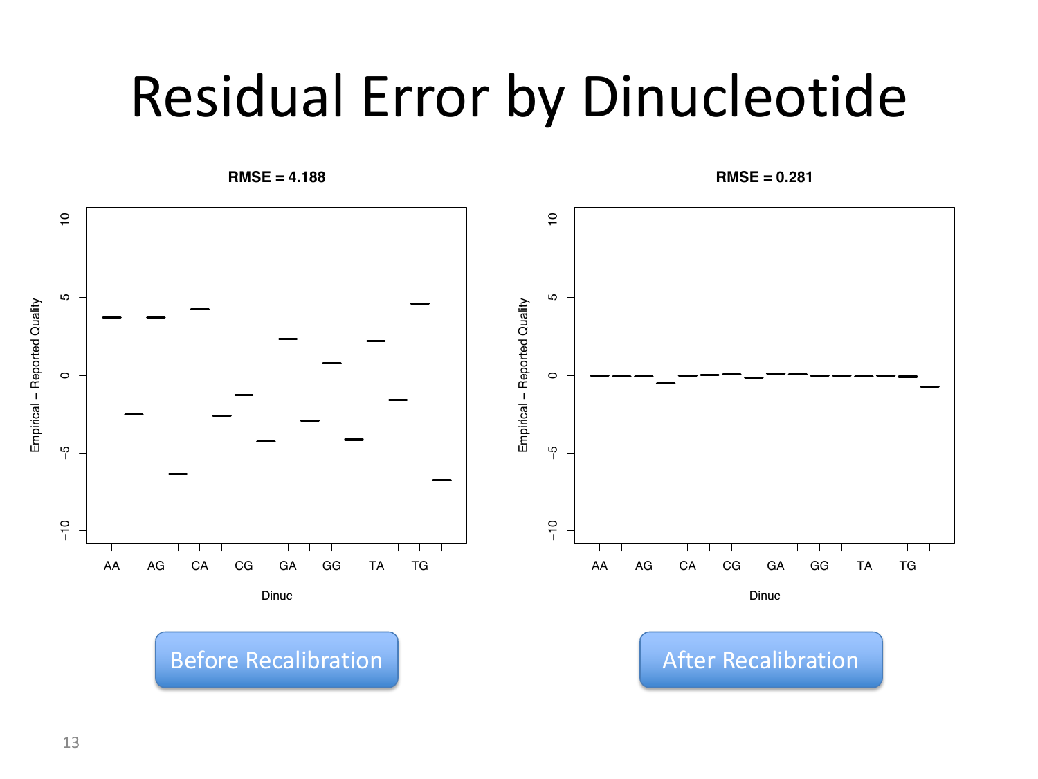# Residual Error by Dinucleotide

**RMSE = 4.188**

Empirical – Reported Quality

Dinuc

AA AG CA CG GA GG TA TG

**RMSE = 0.281**

Empirical – Reported Quality

Dinuc

AA AG CA CG GA GG TA TG

Before Recalibration

After Recalibration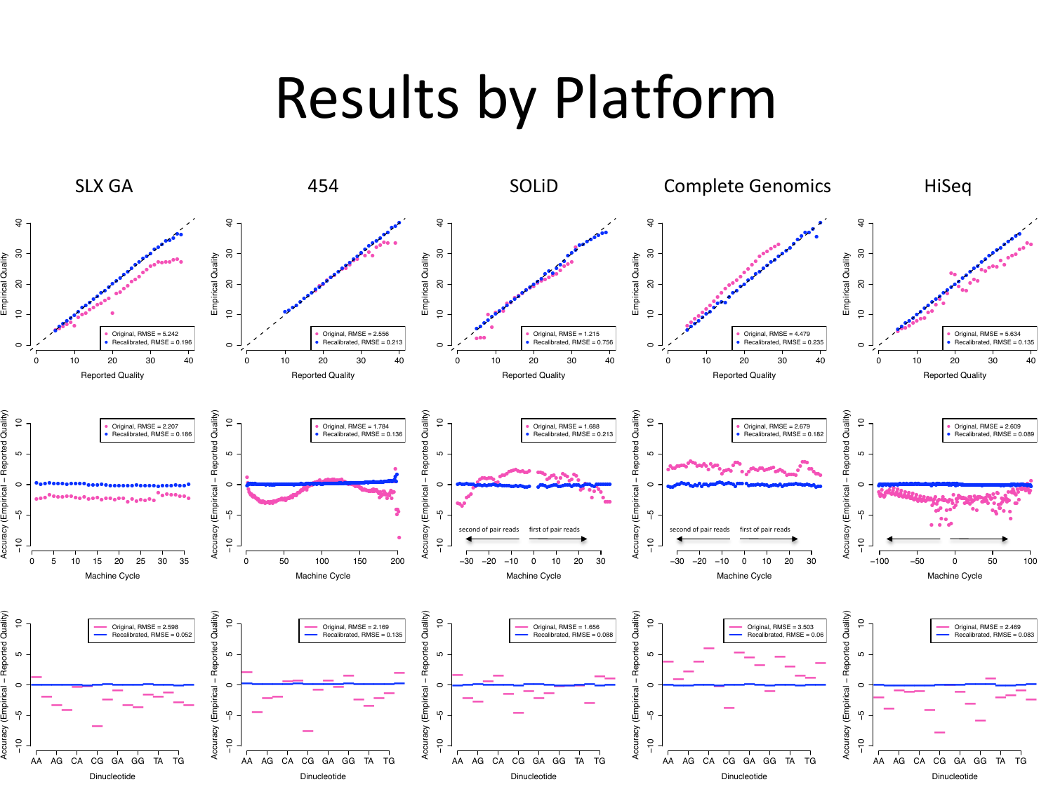# Results by Platform

| SLX GA | 454 | SOLiD | Complete Genomics | HiSeq |
|---|---|---|---|---|
| Original, RMSE = 5.242 | Original, RMSE = 2.556 | Original, RMSE = 1.215 | Original, RMSE = 4.479 | Original, RMSE = 5.634 |
| Recalibrated, RMSE = 0.196 | Recalibrated, RMSE = 0.213 | Recalibrated, RMSE = 0.756 | Recalibrated, RMSE = 0.235 | Recalibrated, RMSE = 0.135 |
| Original, RMSE = 2.207 | Original, RMSE = 1.784 | Original, RMSE = 1.688 | Original, RMSE = 2.679 | Original, RMSE = 2.609 |
| Recalibrated, RMSE = 0.186 | Recalibrated, RMSE = 0.136 | Recalibrated, RMSE = 0.213 | Recalibrated, RMSE = 0.182 | Recalibrated, RMSE = 0.089 |
| Original, RMSE = 2.598 | Original, RMSE = 2.169 | Original, RMSE = 1.656 | Original, RMSE = 3.503 | Original, RMSE = 2.469 |
| Recalibrated, RMSE = 0.052 | Recalibrated, RMSE = 0.135 | Recalibrated, RMSE = 0.088 | Recalibrated, RMSE = 0.06 | Recalibrated, RMSE = 0.083 |

Row 1: Empirical Quality vs. Reported Quality. Row 2: Accuracy (Empirical − Reported Quality) vs. Machine Cycle (SOLiD and Complete Genomics: second of pair reads / first of pair reads). Row 3: Accuracy (Empirical − Reported Quality) vs. Dinucleotide.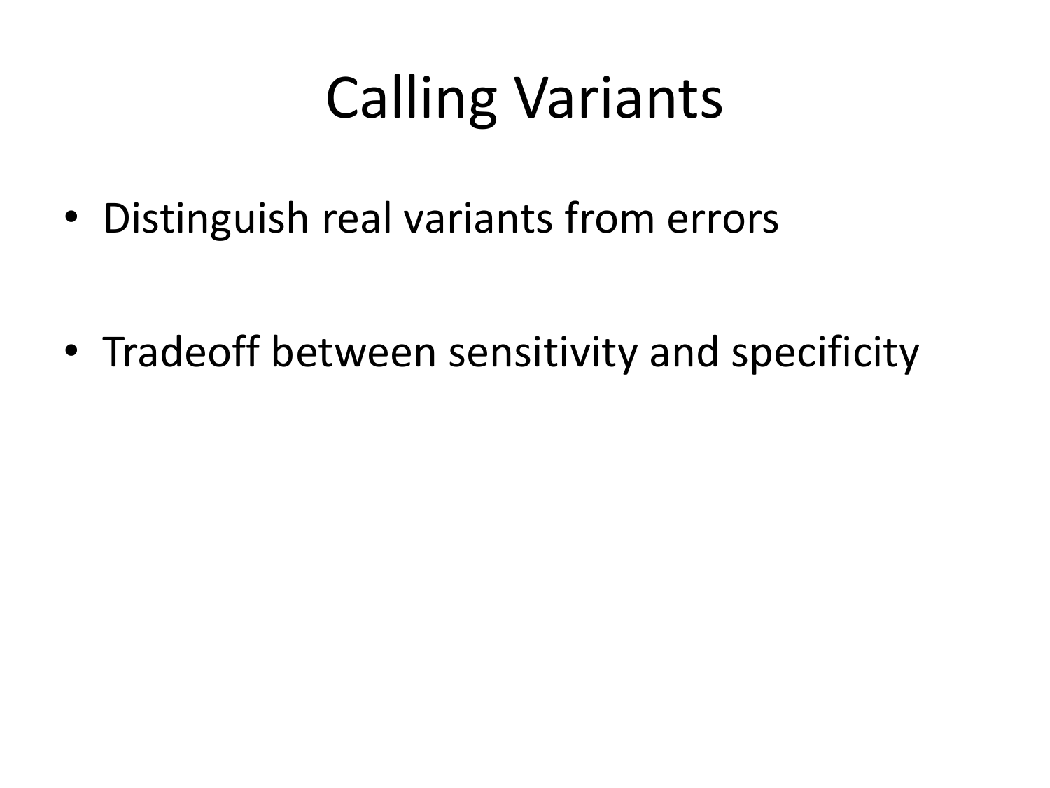# Calling Variants

- Distinguish real variants from errors
- Tradeoff between sensitivity and specificity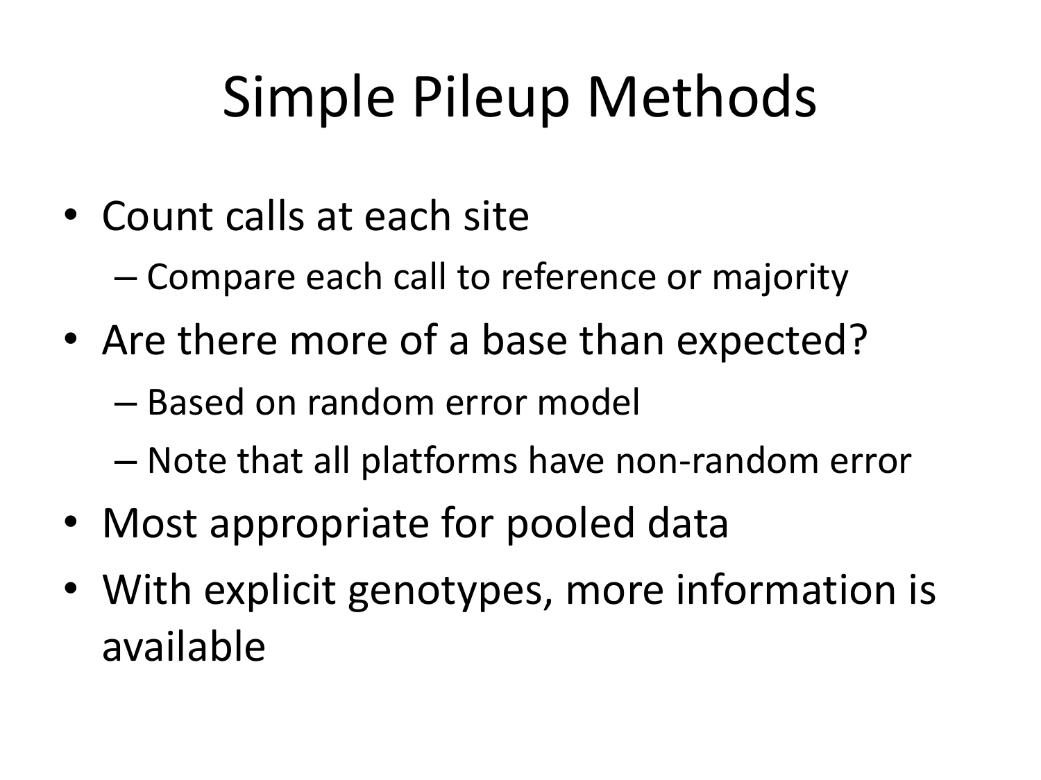# Simple Pileup Methods

- Count calls at each site
  - Compare each call to reference or majority
- Are there more of a base than expected?
  - Based on random error model
  - Note that all platforms have non-random error
- Most appropriate for pooled data
- With explicit genotypes, more information is available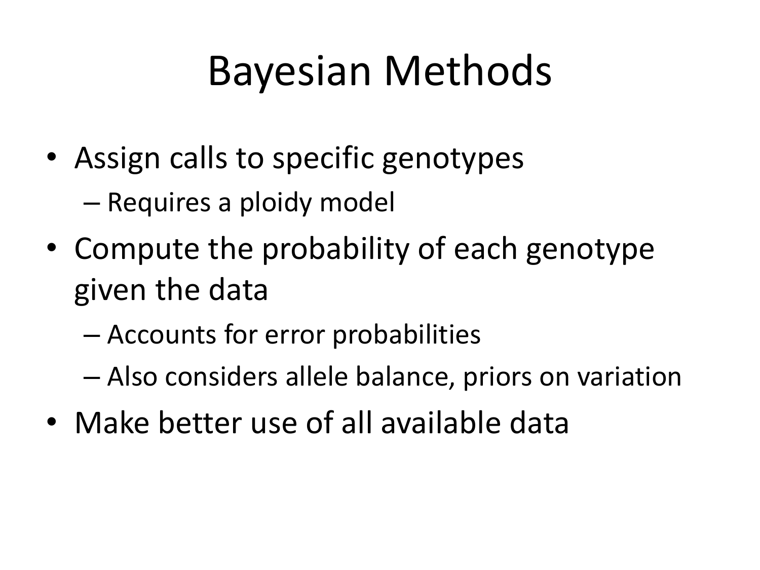# Bayesian Methods

- Assign calls to specific genotypes
  - Requires a ploidy model
- Compute the probability of each genotype given the data
  - Accounts for error probabilities
  - Also considers allele balance, priors on variation
- Make better use of all available data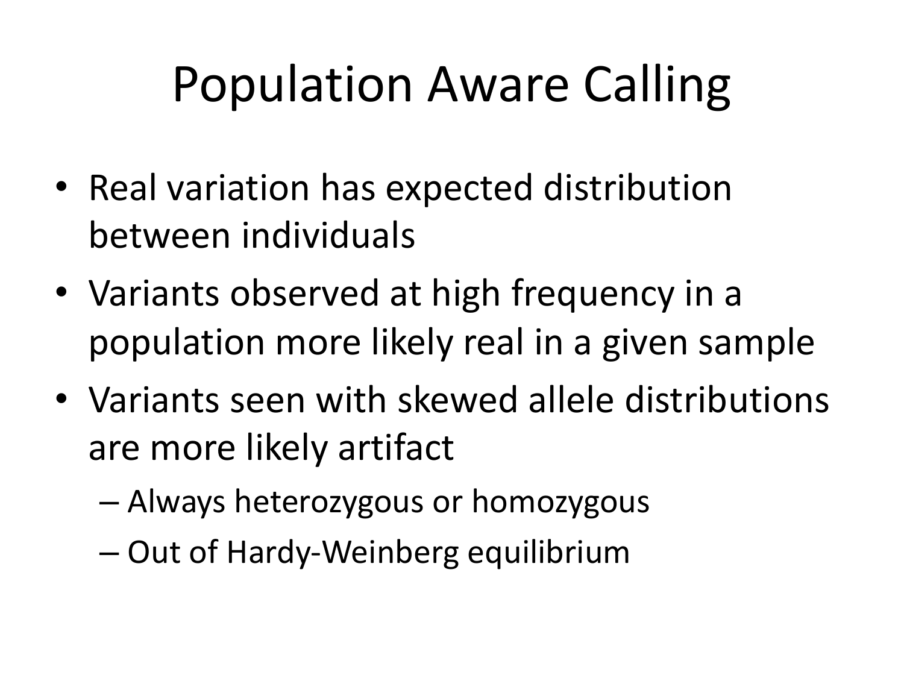# Population Aware Calling

- Real variation has expected distribution between individuals
- Variants observed at high frequency in a population more likely real in a given sample
- Variants seen with skewed allele distributions are more likely artifact
  - Always heterozygous or homozygous
  - Out of Hardy-Weinberg equilibrium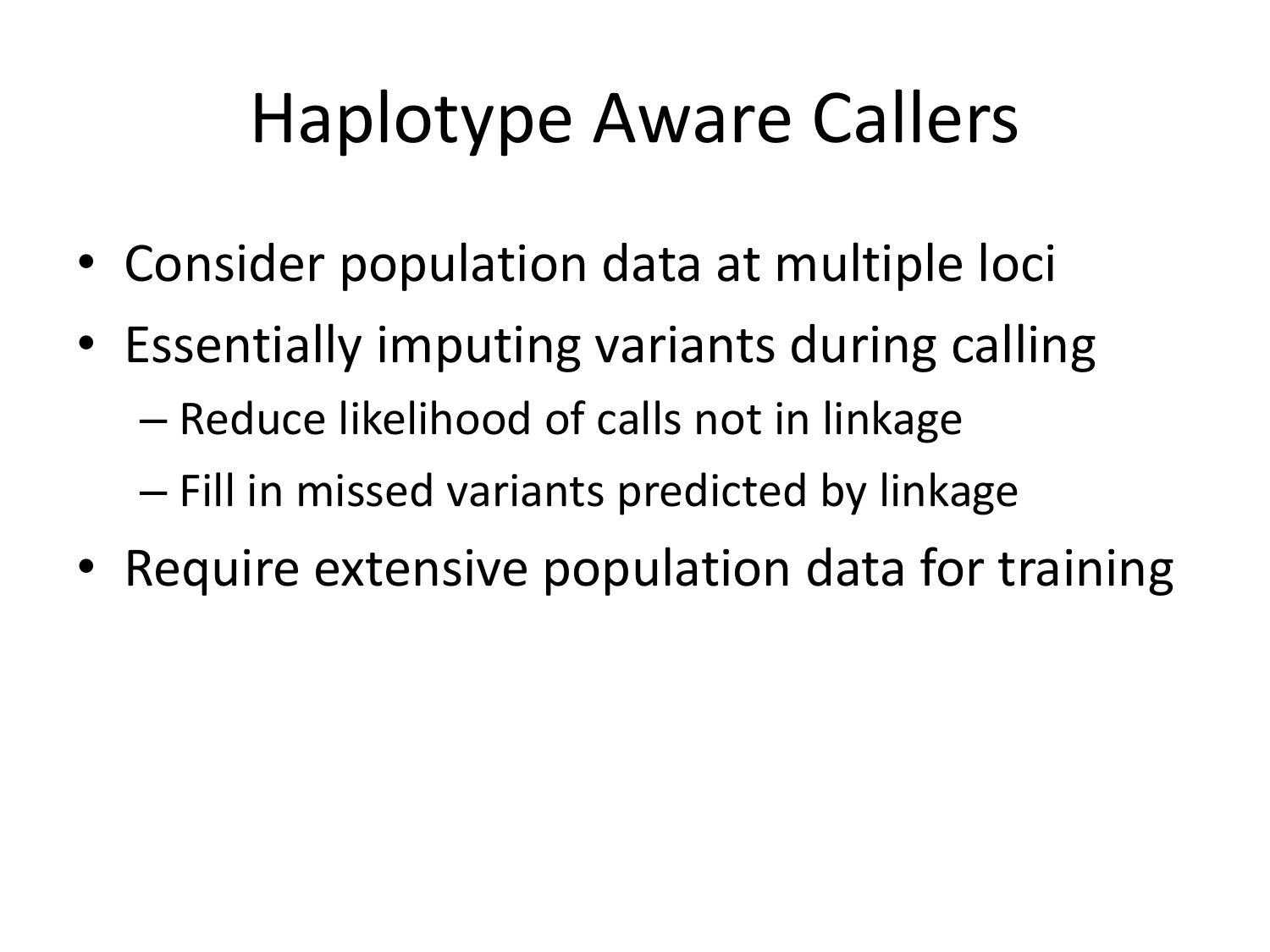# Haplotype Aware Callers

- Consider population data at multiple loci
- Essentially imputing variants during calling
  - Reduce likelihood of calls not in linkage
  - Fill in missed variants predicted by linkage
- Require extensive population data for training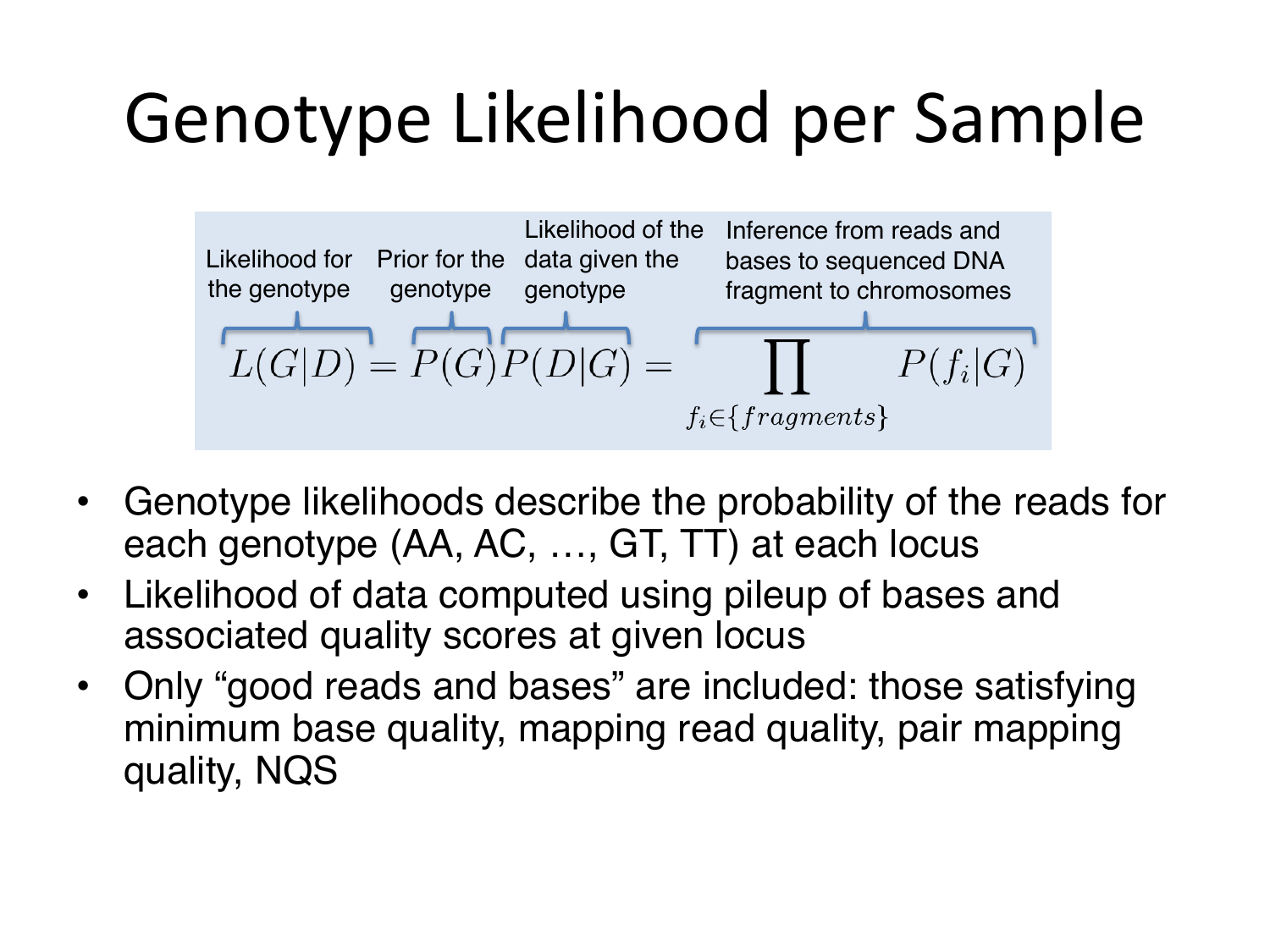# Genotype Likelihood per Sample

$$\underbrace{L(G|D)}_{\text{Likelihood for the genotype}} = \underbrace{P(G)}_{\text{Prior for the genotype}} \underbrace{P(D|G)}_{\text{Likelihood of the data given the genotype}} = \underbrace{\prod_{f_i \in \{fragments\}} P(f_i|G)}_{\text{Inference from reads and bases to sequenced DNA fragment to chromosomes}}$$

- Genotype likelihoods describe the probability of the reads for each genotype (AA, AC, …, GT, TT) at each locus
- Likelihood of data computed using pileup of bases and associated quality scores at given locus
- Only "good reads and bases" are included: those satisfying minimum base quality, mapping read quality, pair mapping quality, NQS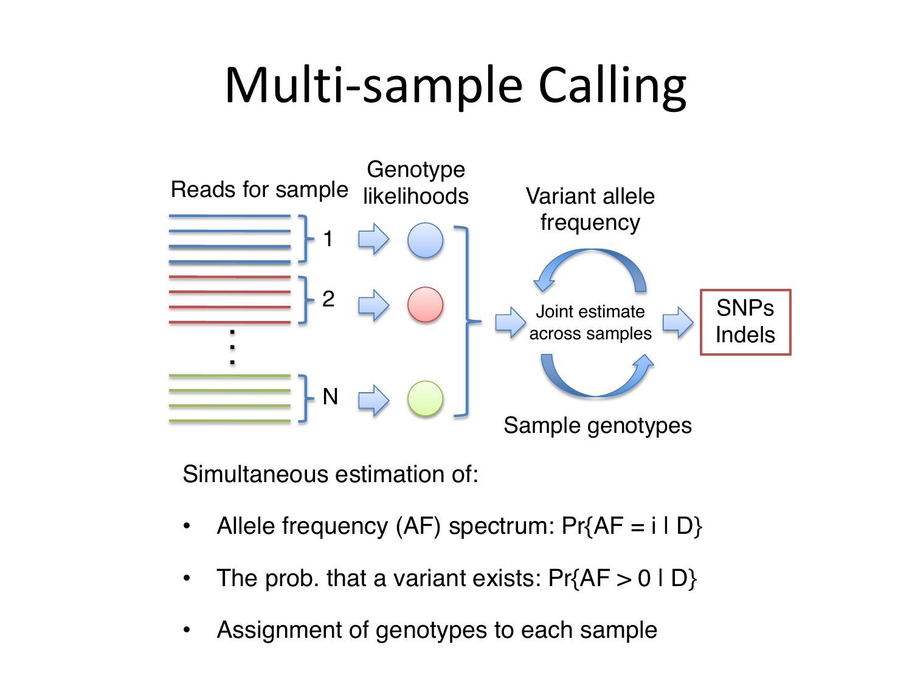# Multi-sample Calling

Reads for sample

Genotype likelihoods

Variant allele frequency

Joint estimate across samples

Sample genotypes

SNPs
Indels

Simultaneous estimation of:

- Allele frequency (AF) spectrum: Pr{AF = i | D}
- The prob. that a variant exists: Pr{AF > 0 | D}
- Assignment of genotypes to each sample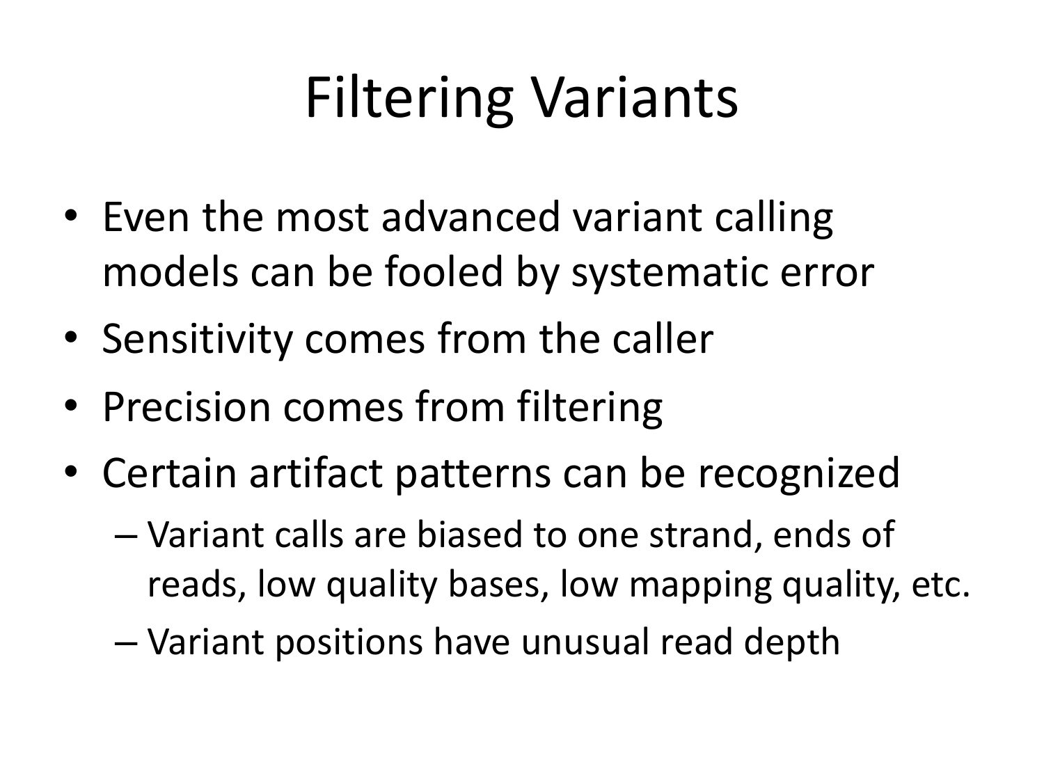# Filtering Variants

- Even the most advanced variant calling models can be fooled by systematic error
- Sensitivity comes from the caller
- Precision comes from filtering
- Certain artifact patterns can be recognized
  - Variant calls are biased to one strand, ends of reads, low quality bases, low mapping quality, etc.
  - Variant positions have unusual read depth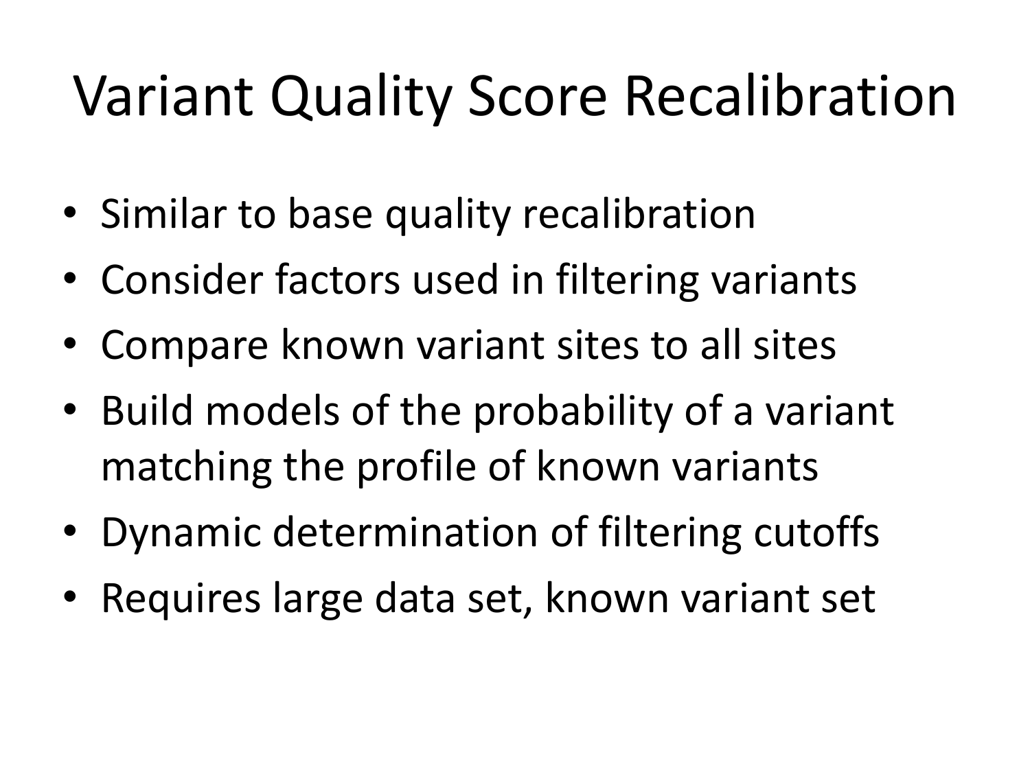# Variant Quality Score Recalibration

- Similar to base quality recalibration
- Consider factors used in filtering variants
- Compare known variant sites to all sites
- Build models of the probability of a variant matching the profile of known variants
- Dynamic determination of filtering cutoffs
- Requires large data set, known variant set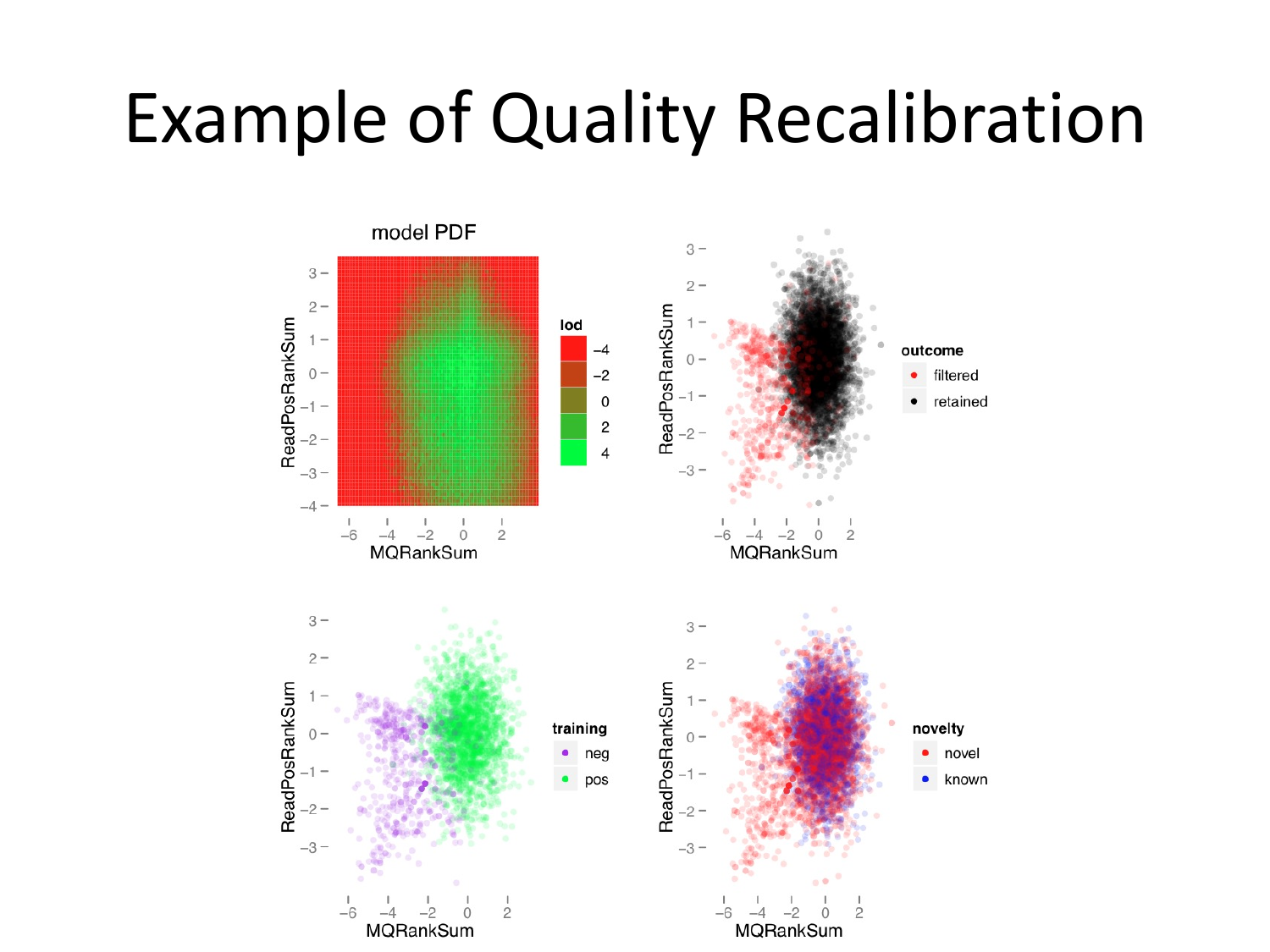# Example of Quality Recalibration

model PDF

ReadPosRankSum

3
2
1
0
−1
−2
−3
−4

MQRankSum

−6 −4 −2 0 2

lod

−4
−2
0
2
4

ReadPosRankSum

3
2
1
0
−1
−2
−3

MQRankSum

−6 −4 −2 0 2

outcome

filtered
retained

ReadPosRankSum

3
2
1
0
−1
−2
−3

MQRankSum

−6 −4 −2 0 2

training

neg
pos

ReadPosRankSum

3
2
1
0
−1
−2
−3

MQRankSum

−6 −4 −2 0 2

novelty

novel
known